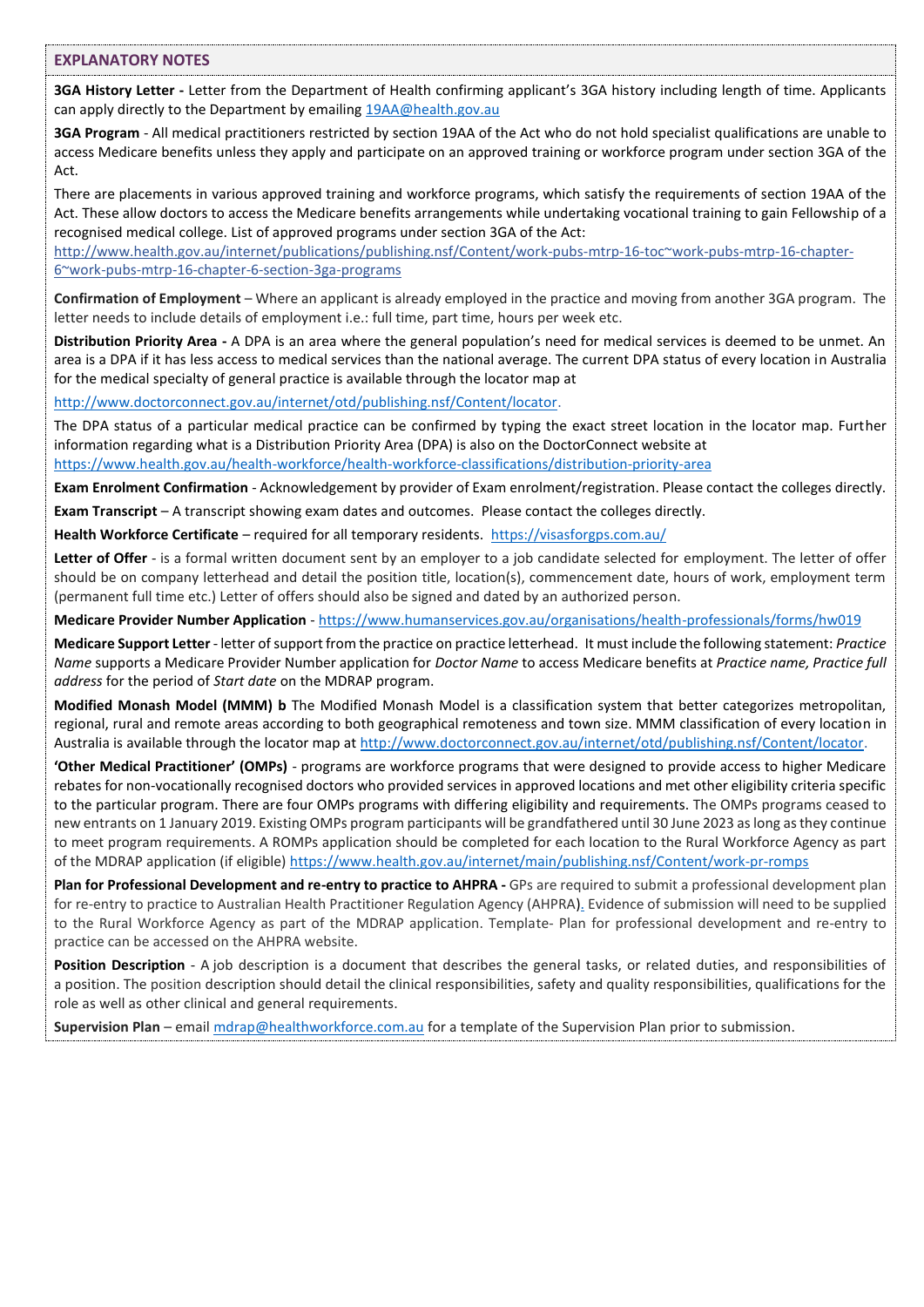## EXPLANATORY NOTES

**3GA History Letter -** Letter from the Department of Health confirming applicant's 3GA history including length of time. Applicants can apply directly to the Department by emailing 19AA@health.gov.au

**3GA Program** - All medical practitioners restricted by section 19AA of the Act who do not hold specialist qualifications are unable to access Medicare benefits unless they apply and participate on an approved training or workforce program under section 3GA of the Act.

There are placements in various approved training and workforce programs, which satisfy the requirements of section 19AA of the Act. These allow doctors to access the Medicare benefits arrangements while undertaking vocational training to gain Fellowship of a recognised medical college. List of approved programs under section 3GA of the Act: http://www.health.gov.au/internet/publications/publishing.nsf/Content/work-pubs-mtrp-16-toc~work-pubs-mtrp-16-chapter-6~work-pubs-mtrp-16-chapter-6-section-3ga-programs

**Confirmation of Employment** – Where an applicant is already employed in the practice and moving from another 3GA program. The letter needs to include details of employment i.e.: full time, part time, hours per week etc.

**Distribution Priority Area -** A DPA is an area where the general population's need for medical services is deemed to be unmet. An area is a DPA if it has less access to medical services than the national average. The current DPA status of every location in Australia for the medical specialty of general practice is available through the locator map at

http://www.doctorconnect.gov.au/internet/otd/publishing.nsf/Content/locator.

The DPA status of a particular medical practice can be confirmed by typing the exact street location in the locator map. Further information regarding what is a Distribution Priority Area (DPA) is also on the DoctorConnect website at https://www.health.gov.au/health-workforce/health-workforce-classifications/distribution-priority-area

**Exam Enrolment Confirmation** - Acknowledgement by provider of Exam enrolment/registration. Please contact the colleges directly.

**Exam Transcript** – A transcript showing exam dates and outcomes. Please contact the colleges directly.

**Health Workforce Certificate** – required for all temporary residents. https://visasforgps.com.au/

**Letter of Offer** - is a formal written document sent by an employer to a job candidate selected for employment. The letter of offer should be on company letterhead and detail the position title, location(s), commencement date, hours of work, employment term (permanent full time etc.) Letter of offers should also be signed and dated by an authorized person.

**Medicare Provider Number Application** - https://www.humanservices.gov.au/organisations/health-professionals/forms/hw019

**Medicare Support Letter** - letter of support from the practice on practice letterhead. It must include the following statement: *Practice Name* supports a Medicare Provider Number application for *Doctor Name* to access Medicare benefits at *Practice name, Practice full address* for the period of *Start date* on the MDRAP program.

**Modified Monash Model (MMM) b** The Modified Monash Model is a classification system that better categorizes metropolitan, regional, rural and remote areas according to both geographical remoteness and town size. MMM classification of every location in Australia is available through the locator map at http://www.doctorconnect.gov.au/internet/otd/publishing.nsf/Content/locator.

**'Other Medical Practitioner' (OMPs)** - programs are workforce programs that were designed to provide access to higher Medicare rebates for non-vocationally recognised doctors who provided services in approved locations and met other eligibility criteria specific to the particular program. There are four OMPs programs with differing eligibility and requirements. The OMPs programs ceased to new entrants on 1 January 2019. Existing OMPs program participants will be grandfathered until 30 June 2023 as long as they continue to meet program requirements. A ROMPs application should be completed for each location to the Rural Workforce Agency as part of the MDRAP application (if eligible) https://www.health.gov.au/internet/main/publishing.nsf/Content/work-pr-romps

**Plan for Professional Development and re-entry to practice to AHPRA -** GPs are required to submit a professional development plan for re-entry to practice to Australian Health Practitioner Regulation Agency (AHPRA). Evidence of submission will need to be supplied to the Rural Workforce Agency as part of the MDRAP application. Template- Plan for professional development and re-entry to practice can be accessed on the AHPRA website.

**Position Description** - A job description is a document that describes the general tasks, or related duties, and responsibilities of a position. The position description should detail the clinical responsibilities, safety and quality responsibilities, qualifications for the role as well as other clinical and general requirements.

**Supervision Plan** – email mdrap@healthworkforce.com.au for a template of the Supervision Plan prior to submission.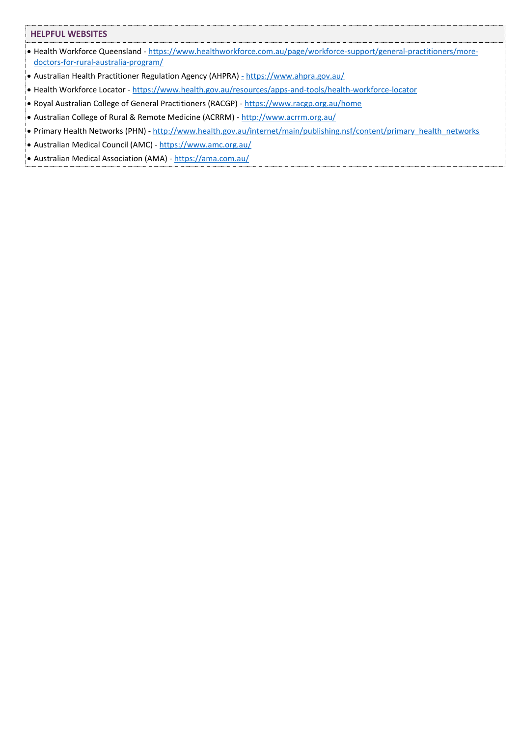### HELPFUL WEBSITES

- Health Workforce Queensland - https://www.healthworkforce.com.au/page/workforce-support/general-practitioners/more-doctors-for-rural-australia-program/
- Australian Health Practitioner Regulation Agency (AHPRA) - https://www.ahpra.gov.au/
- Health Workforce Locator - https://www.health.gov.au/resources/apps-and-tools/health-workforce-locator
- Royal Australian College of General Practitioners (RACGP) - https://www.racgp.org.au/home
- Australian College of Rural & Remote Medicine (ACRRM) - http://www.acrrm.org.au/
- Primary Health Networks (PHN) - http://www.health.gov.au/internet/main/publishing.nsf/content/primary_health_networks
- Australian Medical Council (AMC) - https://www.amc.org.au/
- Australian Medical Association (AMA) - https://ama.com.au/